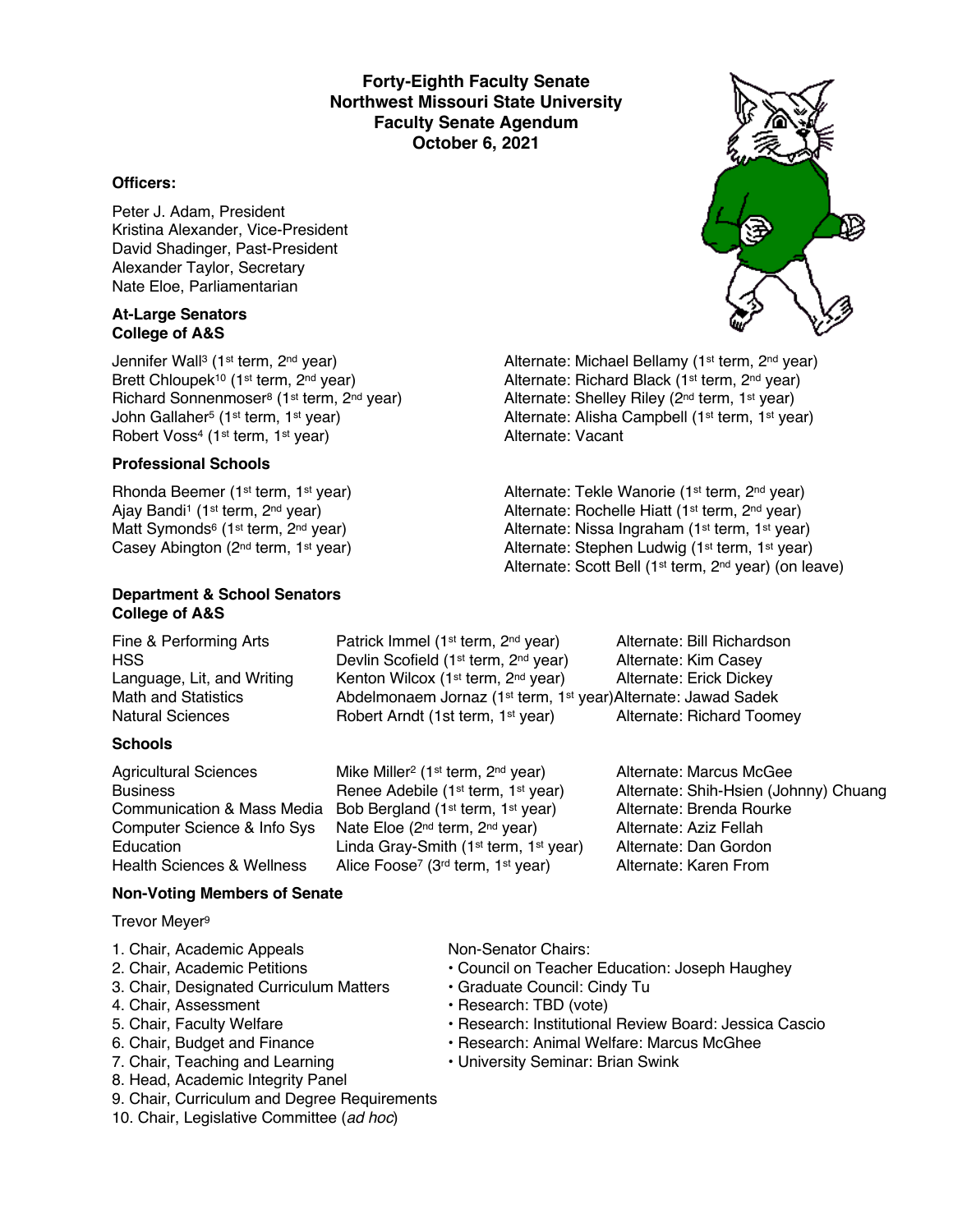**Forty-Eighth Faculty Senate**
**Northwest Missouri State University**
**Faculty Senate Agendum**
**October 6, 2021**

### Officers:

Peter J. Adam, President
Kristina Alexander, Vice-President
David Shadinger, Past-President
Alexander Taylor, Secretary
Nate Eloe, Parliamentarian

### At-Large Senators
### College of A&S

| Senator | Alternate |
| --- | --- |
| Jennifer Wall[3] (1st term, 2nd year) | Alternate: Michael Bellamy (1st term, 2nd year) |
| Brett Chloupek[10] (1st term, 2nd year) | Alternate: Richard Black (1st term, 2nd year) |
| Richard Sonnenmoser[8] (1st term, 2nd year) | Alternate: Shelley Riley (2nd term, 1st year) |
| John Gallaher[5] (1st term, 1st year) | Alternate: Alisha Campbell (1st term, 1st year) |
| Robert Voss[4] (1st term, 1st year) | Alternate: Vacant |

### Professional Schools

| Senator | Alternate |
| --- | --- |
| Rhonda Beemer (1st term, 1st year) | Alternate: Tekle Wanorie (1st term, 2nd year) |
| Ajay Bandi[1] (1st term, 2nd year) | Alternate: Rochelle Hiatt (1st term, 2nd year) |
| Matt Symonds[6] (1st term, 2nd year) | Alternate: Nissa Ingraham (1st term, 1st year) |
| Casey Abington (2nd term, 1st year) | Alternate: Stephen Ludwig (1st term, 1st year) |
| | Alternate: Scott Bell (1st term, 2nd year) (on leave) |

### Department & School Senators
### College of A&S

| Department | Senator | Alternate |
| --- | --- | --- |
| Fine & Performing Arts | Patrick Immel (1st term, 2nd year) | Alternate: Bill Richardson |
| HSS | Devlin Scofield (1st term, 2nd year) | Alternate: Kim Casey |
| Language, Lit, and Writing | Kenton Wilcox (1st term, 2nd year) | Alternate: Erick Dickey |
| Math and Statistics | Abdelmonaem Jornaz (1st term, 1st year) | Alternate: Jawad Sadek |
| Natural Sciences | Robert Arndt (1st term, 1st year) | Alternate: Richard Toomey |

### Schools

| School | Senator | Alternate |
| --- | --- | --- |
| Agricultural Sciences | Mike Miller[2] (1st term, 2nd year) | Alternate: Marcus McGee |
| Business | Renee Adebile (1st term, 1st year) | Alternate: Shih-Hsien (Johnny) Chuang |
| Communication & Mass Media | Bob Bergland (1st term, 1st year) | Alternate: Brenda Rourke |
| Computer Science & Info Sys | Nate Eloe (2nd term, 2nd year) | Alternate: Aziz Fellah |
| Education | Linda Gray-Smith (1st term, 1st year) | Alternate: Dan Gordon |
| Health Sciences & Wellness | Alice Foose[7] (3rd term, 1st year) | Alternate: Karen From |

### Non-Voting Members of Senate

Trevor Meyer[9]

1. Chair, Academic Appeals
2. Chair, Academic Petitions
3. Chair, Designated Curriculum Matters
4. Chair, Assessment
5. Chair, Faculty Welfare
6. Chair, Budget and Finance
7. Chair, Teaching and Learning
8. Head, Academic Integrity Panel
9. Chair, Curriculum and Degree Requirements
10. Chair, Legislative Committee (*ad hoc*)

Non-Senator Chairs:

- Council on Teacher Education: Joseph Haughey
- Graduate Council: Cindy Tu
- Research: TBD (vote)
- Research: Institutional Review Board: Jessica Cascio
- Research: Animal Welfare: Marcus McGhee
- University Seminar: Brian Swink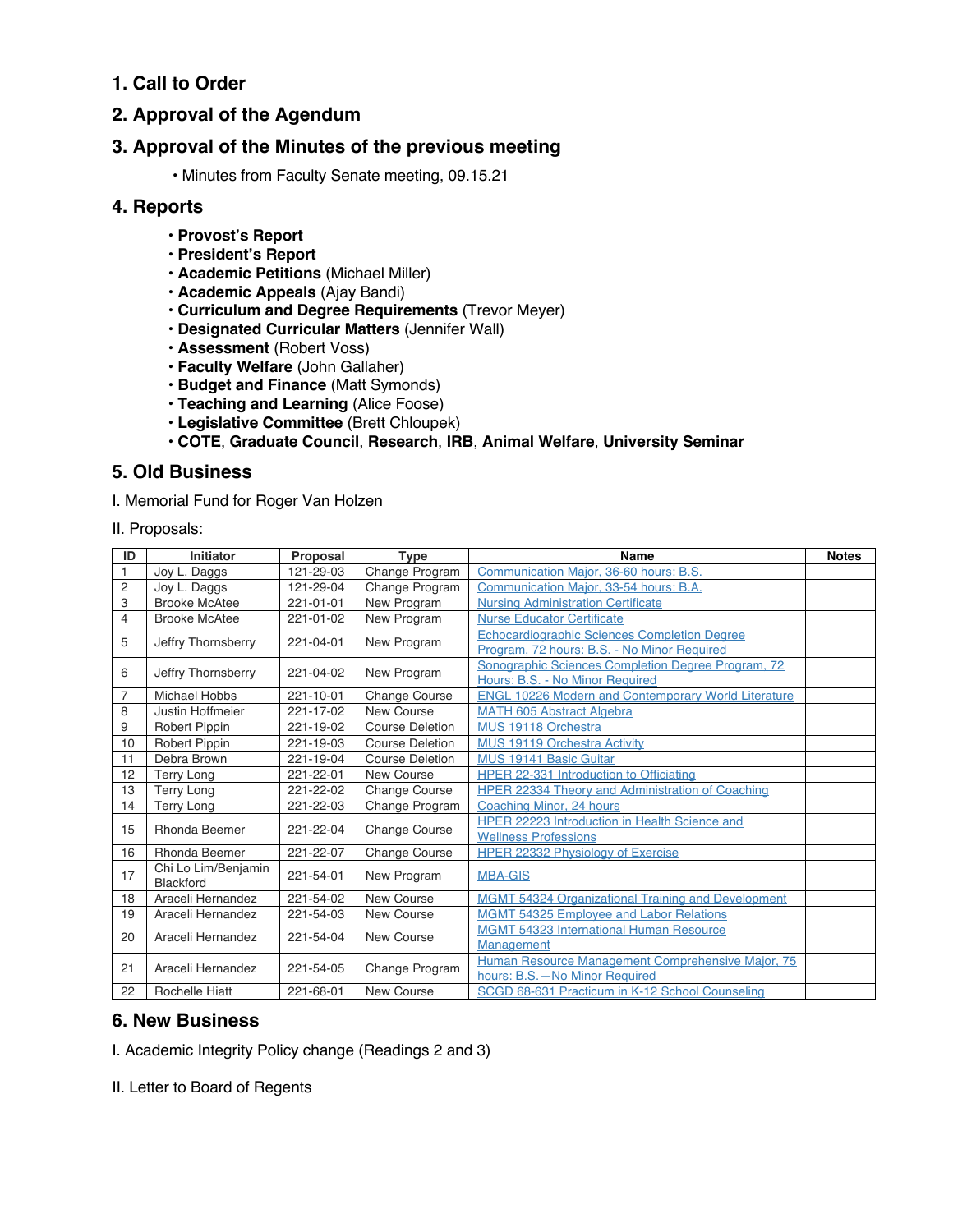## 1. Call to Order

## 2. Approval of the Agendum

## 3. Approval of the Minutes of the previous meeting

- Minutes from Faculty Senate meeting, 09.15.21

## 4. Reports

- **Provost's Report**
- **President's Report**
- **Academic Petitions** (Michael Miller)
- **Academic Appeals** (Ajay Bandi)
- **Curriculum and Degree Requirements** (Trevor Meyer)
- **Designated Curricular Matters** (Jennifer Wall)
- **Assessment** (Robert Voss)
- **Faculty Welfare** (John Gallaher)
- **Budget and Finance** (Matt Symonds)
- **Teaching and Learning** (Alice Foose)
- **Legislative Committee** (Brett Chloupek)
- **COTE**, **Graduate Council**, **Research**, **IRB**, **Animal Welfare**, **University Seminar**

## 5. Old Business

I. Memorial Fund for Roger Van Holzen

II. Proposals:

| ID | Initiator | Proposal | Type | Name | Notes |
|---|---|---|---|---|---|
| 1 | Joy L. Daggs | 121-29-03 | Change Program | Communication Major, 36-60 hours: B.S. | |
| 2 | Joy L. Daggs | 121-29-04 | Change Program | Communication Major, 33-54 hours: B.A. | |
| 3 | Brooke McAtee | 221-01-01 | New Program | Nursing Administration Certificate | |
| 4 | Brooke McAtee | 221-01-02 | New Program | Nurse Educator Certificate | |
| 5 | Jeffry Thornsberry | 221-04-01 | New Program | Echocardiographic Sciences Completion Degree Program, 72 hours: B.S. - No Minor Required | |
| 6 | Jeffry Thornsberry | 221-04-02 | New Program | Sonographic Sciences Completion Degree Program, 72 Hours: B.S. - No Minor Required | |
| 7 | Michael Hobbs | 221-10-01 | Change Course | ENGL 10226 Modern and Contemporary World Literature | |
| 8 | Justin Hoffmeier | 221-17-02 | New Course | MATH 605 Abstract Algebra | |
| 9 | Robert Pippin | 221-19-02 | Course Deletion | MUS 19118 Orchestra | |
| 10 | Robert Pippin | 221-19-03 | Course Deletion | MUS 19119 Orchestra Activity | |
| 11 | Debra Brown | 221-19-04 | Course Deletion | MUS 19141 Basic Guitar | |
| 12 | Terry Long | 221-22-01 | New Course | HPER 22-331 Introduction to Officiating | |
| 13 | Terry Long | 221-22-02 | Change Course | HPER 22334 Theory and Administration of Coaching | |
| 14 | Terry Long | 221-22-03 | Change Program | Coaching Minor, 24 hours | |
| 15 | Rhonda Beemer | 221-22-04 | Change Course | HPER 22223 Introduction in Health Science and Wellness Professions | |
| 16 | Rhonda Beemer | 221-22-07 | Change Course | HPER 22332 Physiology of Exercise | |
| 17 | Chi Lo Lim/Benjamin Blackford | 221-54-01 | New Program | MBA-GIS | |
| 18 | Araceli Hernandez | 221-54-02 | New Course | MGMT 54324 Organizational Training and Development | |
| 19 | Araceli Hernandez | 221-54-03 | New Course | MGMT 54325 Employee and Labor Relations | |
| 20 | Araceli Hernandez | 221-54-04 | New Course | MGMT 54323 International Human Resource Management | |
| 21 | Araceli Hernandez | 221-54-05 | Change Program | Human Resource Management Comprehensive Major, 75 hours: B.S.—No Minor Required | |
| 22 | Rochelle Hiatt | 221-68-01 | New Course | SCGD 68-631 Practicum in K-12 School Counseling | |

## 6. New Business

I. Academic Integrity Policy change (Readings 2 and 3)

II. Letter to Board of Regents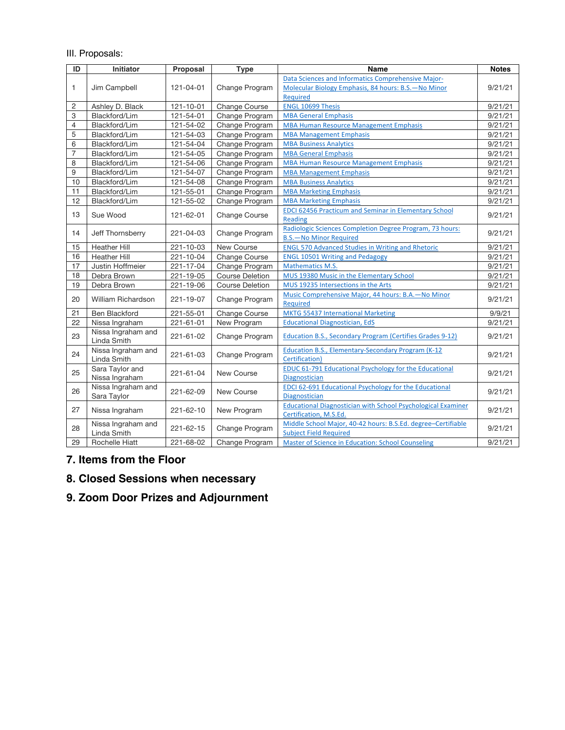III. Proposals:

| ID | Initiator | Proposal | Type | Name | Notes |
|---|---|---|---|---|---|
| 1 | Jim Campbell | 121-04-01 | Change Program | Data Sciences and Informatics Comprehensive Major-Molecular Biology Emphasis, 84 hours: B.S.—No Minor Required | 9/21/21 |
| 2 | Ashley D. Black | 121-10-01 | Change Course | ENGL 10699 Thesis | 9/21/21 |
| 3 | Blackford/Lim | 121-54-01 | Change Program | MBA General Emphasis | 9/21/21 |
| 4 | Blackford/Lim | 121-54-02 | Change Program | MBA Human Resource Management Emphasis | 9/21/21 |
| 5 | Blackford/Lim | 121-54-03 | Change Program | MBA Management Emphasis | 9/21/21 |
| 6 | Blackford/Lim | 121-54-04 | Change Program | MBA Business Analytics | 9/21/21 |
| 7 | Blackford/Lim | 121-54-05 | Change Program | MBA General Emphasis | 9/21/21 |
| 8 | Blackford/Lim | 121-54-06 | Change Program | MBA Human Resource Management Emphasis | 9/21/21 |
| 9 | Blackford/Lim | 121-54-07 | Change Program | MBA Management Emphasis | 9/21/21 |
| 10 | Blackford/Lim | 121-54-08 | Change Program | MBA Business Analytics | 9/21/21 |
| 11 | Blackford/Lim | 121-55-01 | Change Program | MBA Marketing Emphasis | 9/21/21 |
| 12 | Blackford/Lim | 121-55-02 | Change Program | MBA Marketing Emphasis | 9/21/21 |
| 13 | Sue Wood | 121-62-01 | Change Course | EDCI 62456 Practicum and Seminar in Elementary School Reading | 9/21/21 |
| 14 | Jeff Thornsberry | 221-04-03 | Change Program | Radiologic Sciences Completion Degree Program, 73 hours: B.S.—No Minor Required | 9/21/21 |
| 15 | Heather Hill | 221-10-03 | New Course | ENGL 570 Advanced Studies in Writing and Rhetoric | 9/21/21 |
| 16 | Heather Hill | 221-10-04 | Change Course | ENGL 10501 Writing and Pedagogy | 9/21/21 |
| 17 | Justin Hoffmeier | 221-17-04 | Change Program | Mathematics M.S. | 9/21/21 |
| 18 | Debra Brown | 221-19-05 | Course Deletion | MUS 19380 Music in the Elementary School | 9/21/21 |
| 19 | Debra Brown | 221-19-06 | Course Deletion | MUS 19235 Intersections in the Arts | 9/21/21 |
| 20 | William Richardson | 221-19-07 | Change Program | Music Comprehensive Major, 44 hours: B.A.—No Minor Required | 9/21/21 |
| 21 | Ben Blackford | 221-55-01 | Change Course | MKTG 55437 International Marketing | 9/9/21 |
| 22 | Nissa Ingraham | 221-61-01 | New Program | Educational Diagnostician, EdS | 9/21/21 |
| 23 | Nissa Ingraham and Linda Smith | 221-61-02 | Change Program | Education B.S., Secondary Program (Certifies Grades 9-12) | 9/21/21 |
| 24 | Nissa Ingraham and Linda Smith | 221-61-03 | Change Program | Education B.S., Elementary-Secondary Program (K-12 Certification) | 9/21/21 |
| 25 | Sara Taylor and Nissa Ingraham | 221-61-04 | New Course | EDUC 61-791 Educational Psychology for the Educational Diagnostician | 9/21/21 |
| 26 | Nissa Ingraham and Sara Taylor | 221-62-09 | New Course | EDCI 62-691 Educational Psychology for the Educational Diagnostician | 9/21/21 |
| 27 | Nissa Ingraham | 221-62-10 | New Program | Educational Diagnostician with School Psychological Examiner Certification, M.S.Ed. | 9/21/21 |
| 28 | Nissa Ingraham and Linda Smith | 221-62-15 | Change Program | Middle School Major, 40-42 hours: B.S.Ed. degree–Certifiable Subject Field Required | 9/21/21 |
| 29 | Rochelle Hiatt | 221-68-02 | Change Program | Master of Science in Education: School Counseling | 9/21/21 |

## 7. Items from the Floor

## 8. Closed Sessions when necessary

## 9. Zoom Door Prizes and Adjournment